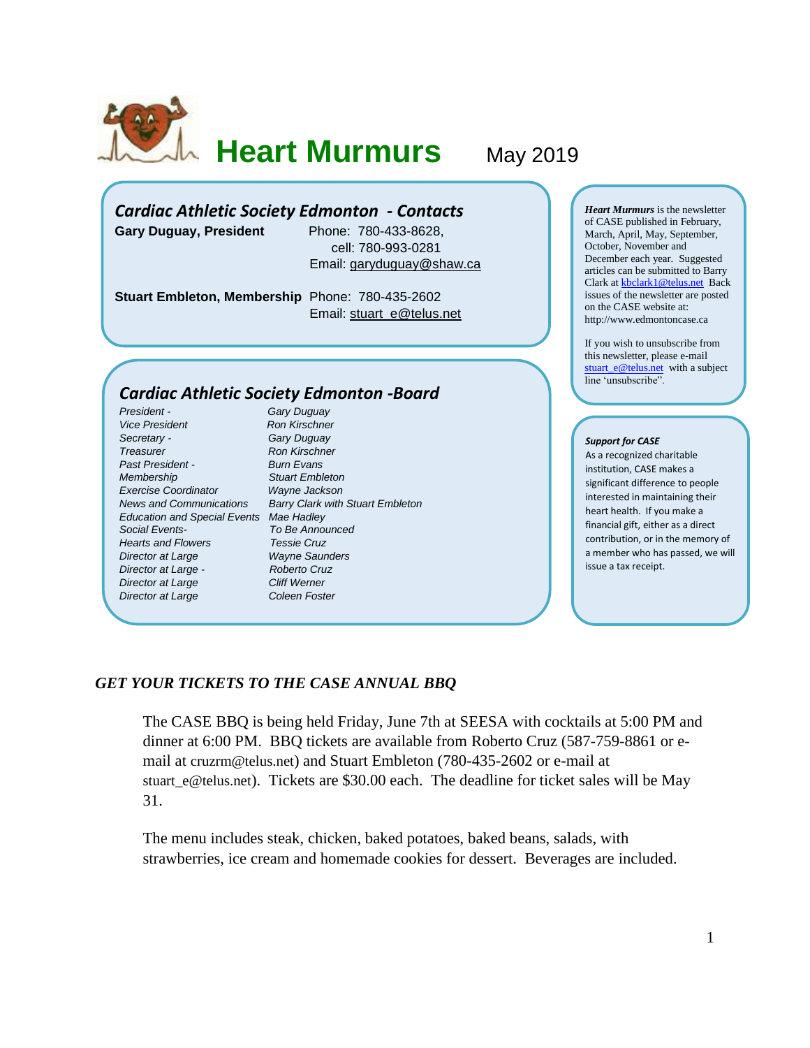# Heart Murmurs

May 2019

## Cardiac Athletic Society Edmonton - Contacts

**Gary Duguay, President** Phone: 780-433-8628, cell: 780-993-0281 Email: garyduguay@shaw.ca

**Stuart Embleton, Membership** Phone: 780-435-2602 Email: stuart_e@telus.net

## Cardiac Athletic Society Edmonton -Board

| | |
|---|---|
| *President -* | *Gary Duguay* |
| *Vice President* | *Ron Kirschner* |
| *Secretary -* | *Gary Duguay* |
| *Treasurer* | *Ron Kirschner* |
| *Past President -* | *Burn Evans* |
| *Membership* | *Stuart Embleton* |
| *Exercise Coordinator* | *Wayne Jackson* |
| *News and Communications* | *Barry Clark with Stuart Embleton* |
| *Education and Special Events* | *Mae Hadley* |
| *Social Events-* | *To Be Announced* |
| *Hearts and Flowers* | *Tessie Cruz* |
| *Director at Large* | *Wayne Saunders* |
| *Director at Large -* | *Roberto Cruz* |
| *Director at Large* | *Cliff Werner* |
| *Director at Large* | *Coleen Foster* |

***Heart Murmurs*** is the newsletter of CASE published in February, March, April, May, September, October, November and December each year. Suggested articles can be submitted to Barry Clark at kbclark1@telus.net Back issues of the newsletter are posted on the CASE website at: http://www.edmontoncase.ca

If you wish to unsubscribe from this newsletter, please e-mail stuart_e@telus.net with a subject line 'unsubscribe".

***Support for CASE***

As a recognized charitable institution, CASE makes a significant difference to people interested in maintaining their heart health. If you make a financial gift, either as a direct contribution, or in the memory of a member who has passed, we will issue a tax receipt.

### *GET YOUR TICKETS TO THE CASE ANNUAL BBQ*

The CASE BBQ is being held Friday, June 7th at SEESA with cocktails at 5:00 PM and dinner at 6:00 PM. BBQ tickets are available from Roberto Cruz (587-759-8861 or e-mail at cruzrm@telus.net) and Stuart Embleton (780-435-2602 or e-mail at stuart_e@telus.net). Tickets are $30.00 each. The deadline for ticket sales will be May 31.

The menu includes steak, chicken, baked potatoes, baked beans, salads, with strawberries, ice cream and homemade cookies for dessert. Beverages are included.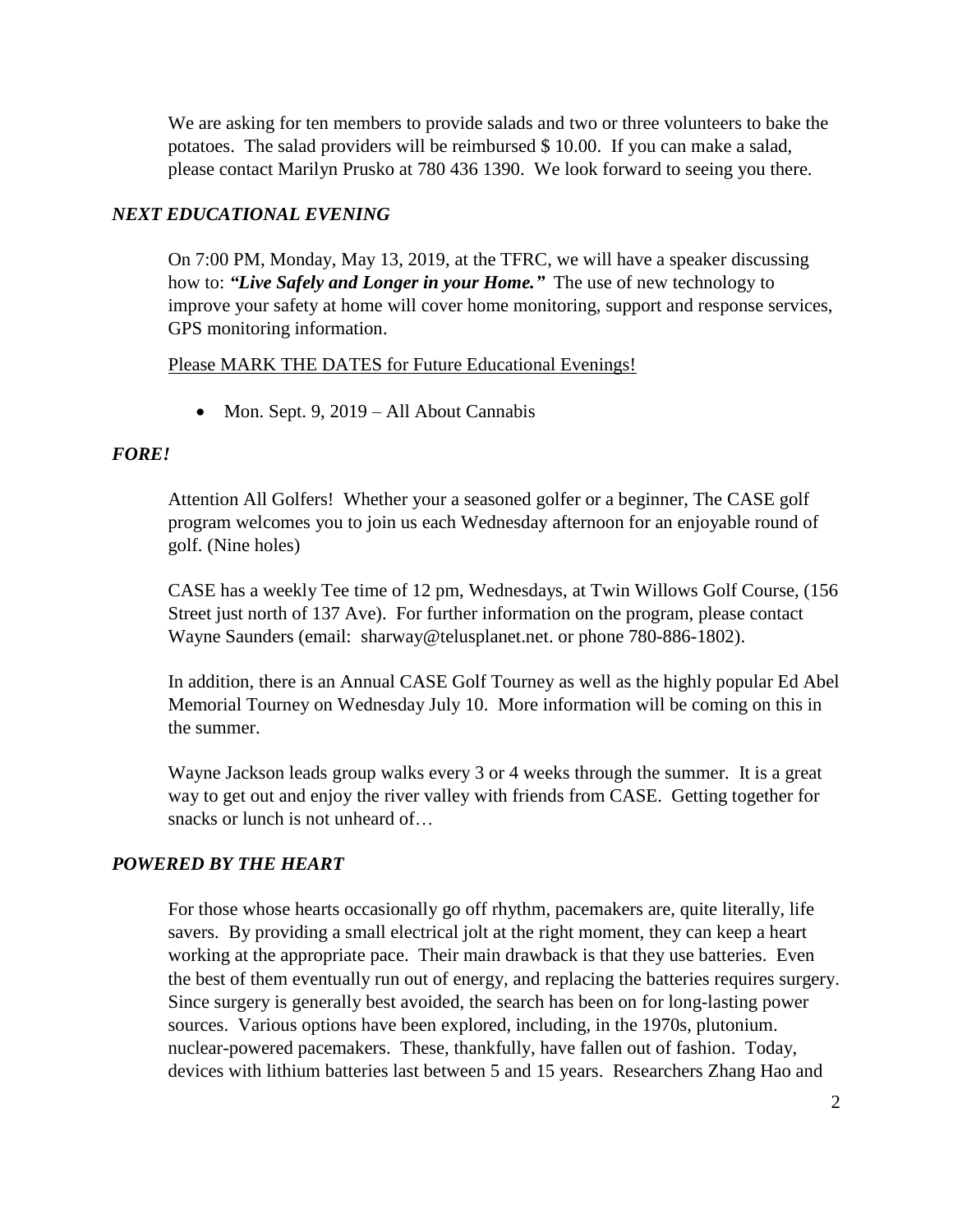We are asking for ten members to provide salads and two or three volunteers to bake the potatoes. The salad providers will be reimbursed $ 10.00. If you can make a salad, please contact Marilyn Prusko at 780 436 1390. We look forward to seeing you there.

### *NEXT EDUCATIONAL EVENING*

On 7:00 PM, Monday, May 13, 2019, at the TFRC, we will have a speaker discussing how to: ***"Live Safely and Longer in your Home."*** The use of new technology to improve your safety at home will cover home monitoring, support and response services, GPS monitoring information.

Please MARK THE DATES for Future Educational Evenings!

- Mon. Sept. 9, 2019 – All About Cannabis

### *FORE!*

Attention All Golfers! Whether your a seasoned golfer or a beginner, The CASE golf program welcomes you to join us each Wednesday afternoon for an enjoyable round of golf. (Nine holes)

CASE has a weekly Tee time of 12 pm, Wednesdays, at Twin Willows Golf Course, (156 Street just north of 137 Ave). For further information on the program, please contact Wayne Saunders (email: sharway@telusplanet.net. or phone 780-886-1802).

In addition, there is an Annual CASE Golf Tourney as well as the highly popular Ed Abel Memorial Tourney on Wednesday July 10. More information will be coming on this in the summer.

Wayne Jackson leads group walks every 3 or 4 weeks through the summer. It is a great way to get out and enjoy the river valley with friends from CASE. Getting together for snacks or lunch is not unheard of…

### *POWERED BY THE HEART*

For those whose hearts occasionally go off rhythm, pacemakers are, quite literally, life savers. By providing a small electrical jolt at the right moment, they can keep a heart working at the appropriate pace. Their main drawback is that they use batteries. Even the best of them eventually run out of energy, and replacing the batteries requires surgery. Since surgery is generally best avoided, the search has been on for long-lasting power sources. Various options have been explored, including, in the 1970s, plutonium. nuclear-powered pacemakers. These, thankfully, have fallen out of fashion. Today, devices with lithium batteries last between 5 and 15 years. Researchers Zhang Hao and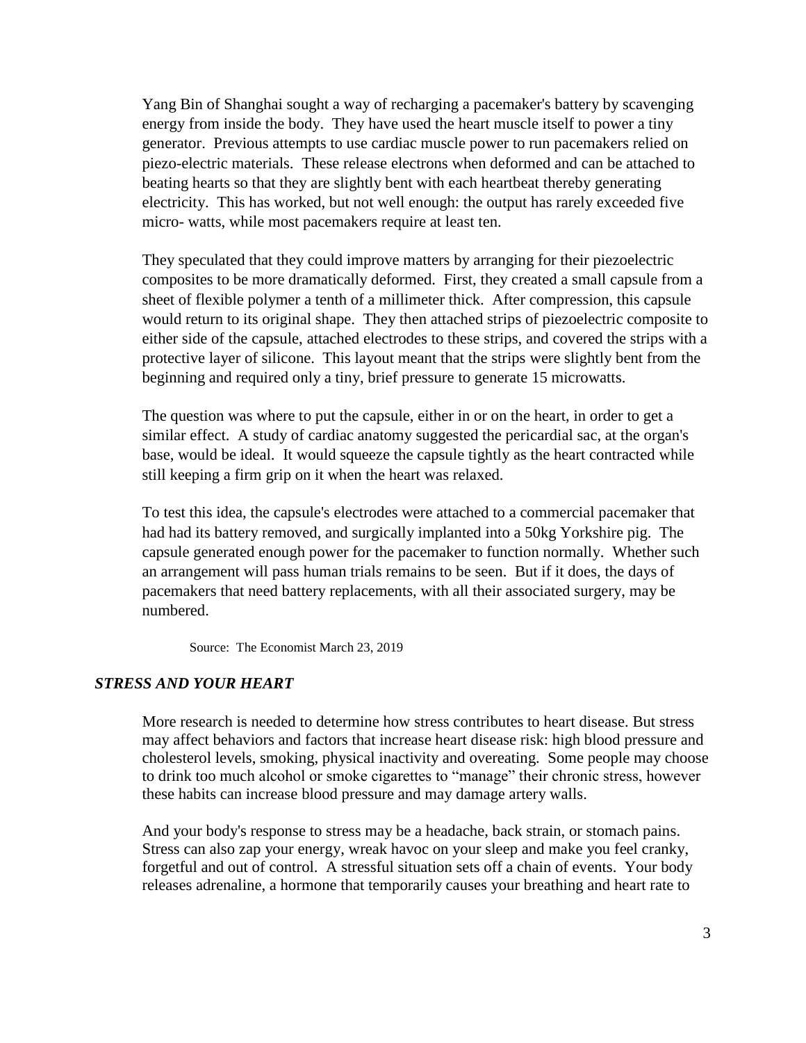Yang Bin of Shanghai sought a way of recharging a pacemaker's battery by scavenging energy from inside the body. They have used the heart muscle itself to power a tiny generator. Previous attempts to use cardiac muscle power to run pacemakers relied on piezo-electric materials. These release electrons when deformed and can be attached to beating hearts so that they are slightly bent with each heartbeat thereby generating electricity. This has worked, but not well enough: the output has rarely exceeded five micro- watts, while most pacemakers require at least ten.

They speculated that they could improve matters by arranging for their piezoelectric composites to be more dramatically deformed. First, they created a small capsule from a sheet of flexible polymer a tenth of a millimeter thick. After compression, this capsule would return to its original shape. They then attached strips of piezoelectric composite to either side of the capsule, attached electrodes to these strips, and covered the strips with a protective layer of silicone. This layout meant that the strips were slightly bent from the beginning and required only a tiny, brief pressure to generate 15 microwatts.

The question was where to put the capsule, either in or on the heart, in order to get a similar effect. A study of cardiac anatomy suggested the pericardial sac, at the organ's base, would be ideal. It would squeeze the capsule tightly as the heart contracted while still keeping a firm grip on it when the heart was relaxed.

To test this idea, the capsule's electrodes were attached to a commercial pacemaker that had had its battery removed, and surgically implanted into a 50kg Yorkshire pig. The capsule generated enough power for the pacemaker to function normally. Whether such an arrangement will pass human trials remains to be seen. But if it does, the days of pacemakers that need battery replacements, with all their associated surgery, may be numbered.

Source: The Economist March 23, 2019

### *STRESS AND YOUR HEART*

More research is needed to determine how stress contributes to heart disease. But stress may affect behaviors and factors that increase heart disease risk: high blood pressure and cholesterol levels, smoking, physical inactivity and overeating. Some people may choose to drink too much alcohol or smoke cigarettes to "manage" their chronic stress, however these habits can increase blood pressure and may damage artery walls.

And your body's response to stress may be a headache, back strain, or stomach pains. Stress can also zap your energy, wreak havoc on your sleep and make you feel cranky, forgetful and out of control. A stressful situation sets off a chain of events. Your body releases adrenaline, a hormone that temporarily causes your breathing and heart rate to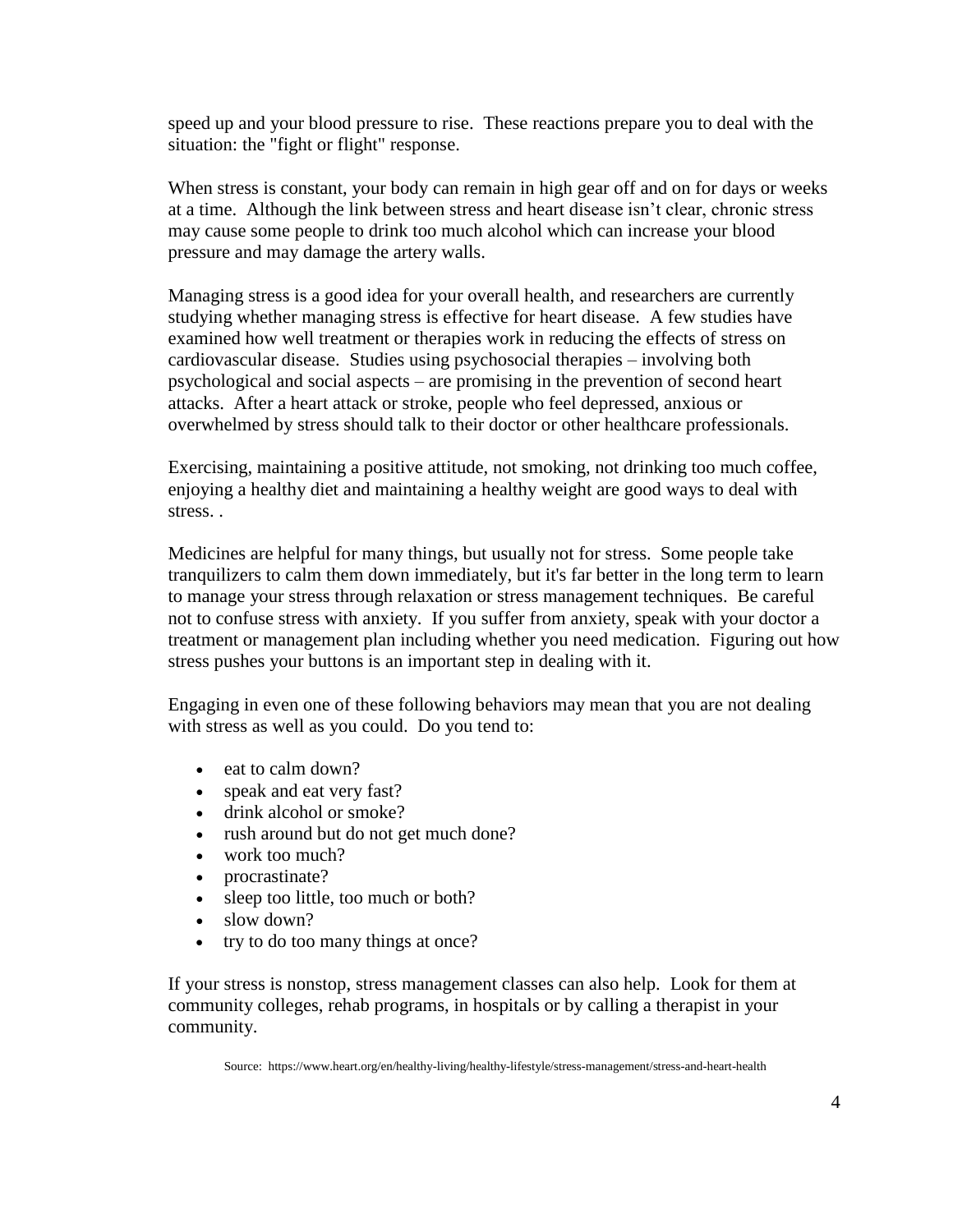speed up and your blood pressure to rise. These reactions prepare you to deal with the situation: the "fight or flight" response.

When stress is constant, your body can remain in high gear off and on for days or weeks at a time. Although the link between stress and heart disease isn't clear, chronic stress may cause some people to drink too much alcohol which can increase your blood pressure and may damage the artery walls.

Managing stress is a good idea for your overall health, and researchers are currently studying whether managing stress is effective for heart disease. A few studies have examined how well treatment or therapies work in reducing the effects of stress on cardiovascular disease. Studies using psychosocial therapies – involving both psychological and social aspects – are promising in the prevention of second heart attacks. After a heart attack or stroke, people who feel depressed, anxious or overwhelmed by stress should talk to their doctor or other healthcare professionals.

Exercising, maintaining a positive attitude, not smoking, not drinking too much coffee, enjoying a healthy diet and maintaining a healthy weight are good ways to deal with stress. .

Medicines are helpful for many things, but usually not for stress. Some people take tranquilizers to calm them down immediately, but it's far better in the long term to learn to manage your stress through relaxation or stress management techniques. Be careful not to confuse stress with anxiety. If you suffer from anxiety, speak with your doctor a treatment or management plan including whether you need medication. Figuring out how stress pushes your buttons is an important step in dealing with it.

Engaging in even one of these following behaviors may mean that you are not dealing with stress as well as you could. Do you tend to:

- eat to calm down?
- speak and eat very fast?
- drink alcohol or smoke?
- rush around but do not get much done?
- work too much?
- procrastinate?
- sleep too little, too much or both?
- slow down?
- try to do too many things at once?

If your stress is nonstop, stress management classes can also help. Look for them at community colleges, rehab programs, in hospitals or by calling a therapist in your community.

Source: https://www.heart.org/en/healthy-living/healthy-lifestyle/stress-management/stress-and-heart-health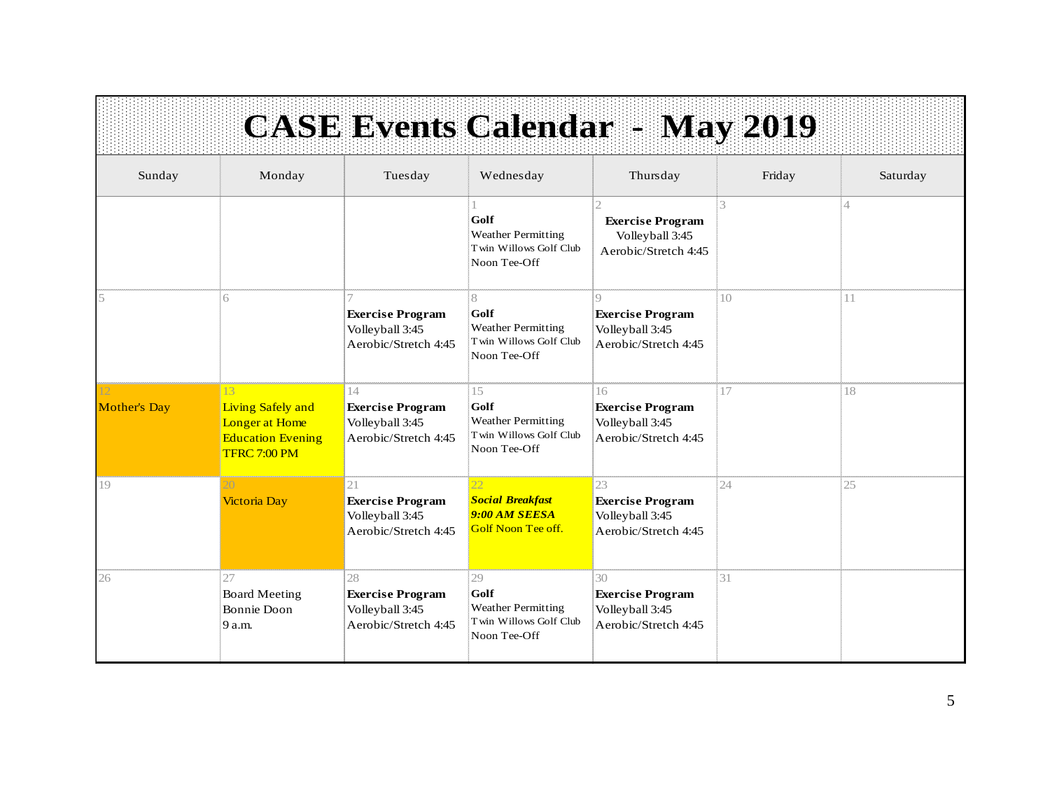# CASE Events Calendar - May 2019

| Sunday | Monday | Tuesday | Wednesday | Thursday | Friday | Saturday |
|---|---|---|---|---|---|---|
| | | | 1<br>**Golf**<br>Weather Permitting<br>Twin Willows Golf Club<br>Noon Tee-Off | 2<br>**Exercise Program**<br>Volleyball 3:45<br>Aerobic/Stretch 4:45 | 3 | 4 |
| 5 | 6 | 7<br>**Exercise Program**<br>Volleyball 3:45<br>Aerobic/Stretch 4:45 | 8<br>**Golf**<br>Weather Permitting<br>Twin Willows Golf Club<br>Noon Tee-Off | 9<br>**Exercise Program**<br>Volleyball 3:45<br>Aerobic/Stretch 4:45 | 10 | 11 |
| 12<br>Mother's Day | 13<br>Living Safely and Longer at Home Education Evening<br>TFRC 7:00 PM | 14<br>**Exercise Program**<br>Volleyball 3:45<br>Aerobic/Stretch 4:45 | 15<br>**Golf**<br>Weather Permitting<br>Twin Willows Golf Club<br>Noon Tee-Off | 16<br>**Exercise Program**<br>Volleyball 3:45<br>Aerobic/Stretch 4:45 | 17 | 18 |
| 19 | 20<br>Victoria Day | 21<br>**Exercise Program**<br>Volleyball 3:45<br>Aerobic/Stretch 4:45 | 22<br>***Social Breakfast***<br>***9:00 AM SEESA***<br>Golf Noon Tee off. | 23<br>**Exercise Program**<br>Volleyball 3:45<br>Aerobic/Stretch 4:45 | 24 | 25 |
| 26 | 27<br>Board Meeting<br>Bonnie Doon<br>9 a.m. | 28<br>**Exercise Program**<br>Volleyball 3:45<br>Aerobic/Stretch 4:45 | 29<br>**Golf**<br>Weather Permitting<br>Twin Willows Golf Club<br>Noon Tee-Off | 30<br>**Exercise Program**<br>Volleyball 3:45<br>Aerobic/Stretch 4:45 | 31 | |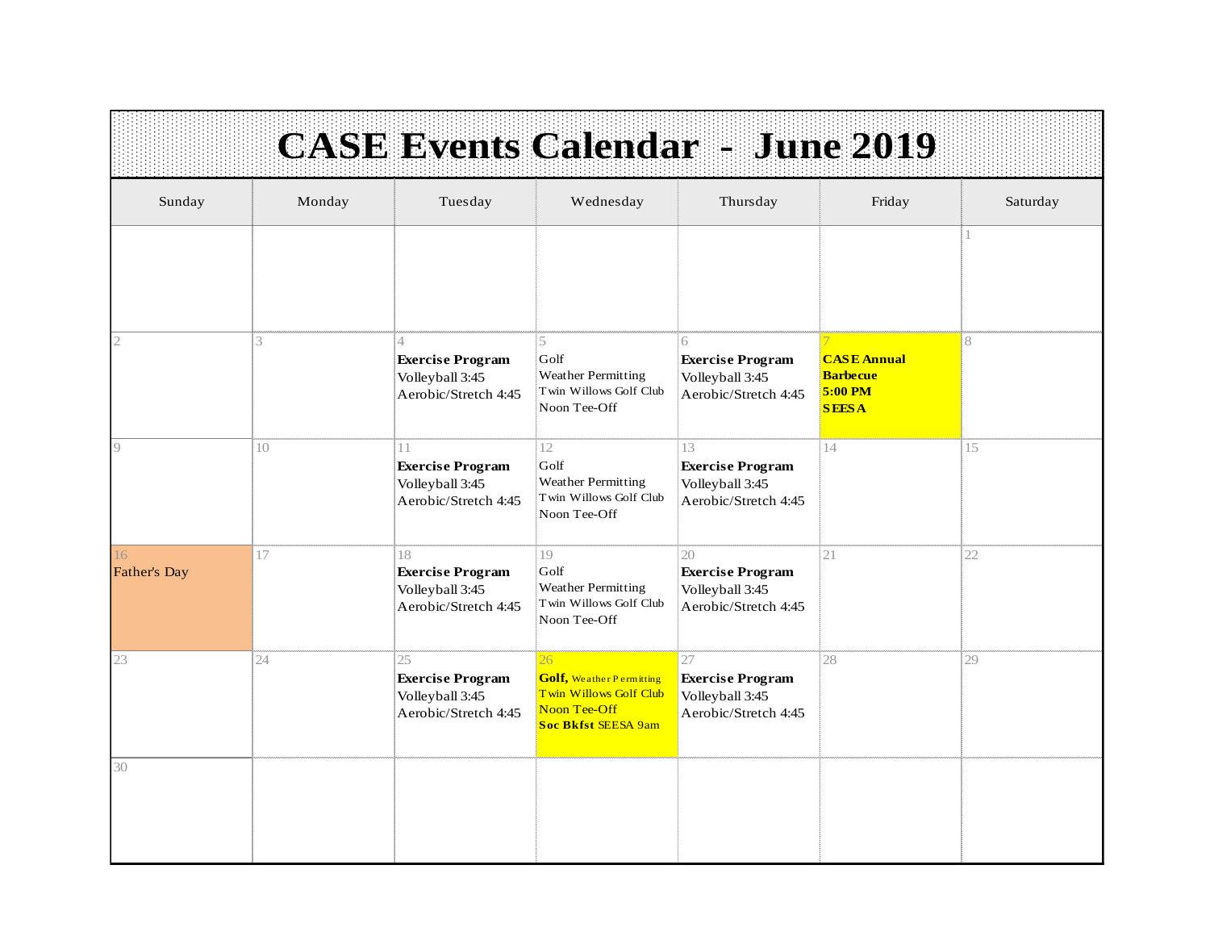# CASE Events Calendar - June 2019

| Sunday | Monday | Tuesday | Wednesday | Thursday | Friday | Saturday |
|---|---|---|---|---|---|---|
| | | | | | | 1 |
| 2 | 3 | 4<br>**Exercise Program**<br>Volleyball 3:45<br>Aerobic/Stretch 4:45 | 5<br>Golf<br>Weather Permitting<br>Twin Willows Golf Club<br>Noon Tee-Off | 6<br>**Exercise Program**<br>Volleyball 3:45<br>Aerobic/Stretch 4:45 | 7<br>**CASE Annual Barbecue**<br>**5:00 PM**<br>**SEESA** | 8 |
| 9 | 10 | 11<br>**Exercise Program**<br>Volleyball 3:45<br>Aerobic/Stretch 4:45 | 12<br>Golf<br>Weather Permitting<br>Twin Willows Golf Club<br>Noon Tee-Off | 13<br>**Exercise Program**<br>Volleyball 3:45<br>Aerobic/Stretch 4:45 | 14 | 15 |
| 16<br>Father's Day | 17 | 18<br>**Exercise Program**<br>Volleyball 3:45<br>Aerobic/Stretch 4:45 | 19<br>Golf<br>Weather Permitting<br>Twin Willows Golf Club<br>Noon Tee-Off | 20<br>**Exercise Program**<br>Volleyball 3:45<br>Aerobic/Stretch 4:45 | 21 | 22 |
| 23 | 24 | 25<br>**Exercise Program**<br>Volleyball 3:45<br>Aerobic/Stretch 4:45 | 26<br>**Golf,** Weather Permitting<br>Twin Willows Golf Club<br>Noon Tee-Off<br>**Soc Bkfst** SEESA 9am | 27<br>**Exercise Program**<br>Volleyball 3:45<br>Aerobic/Stretch 4:45 | 28 | 29 |
| 30 | | | | | | |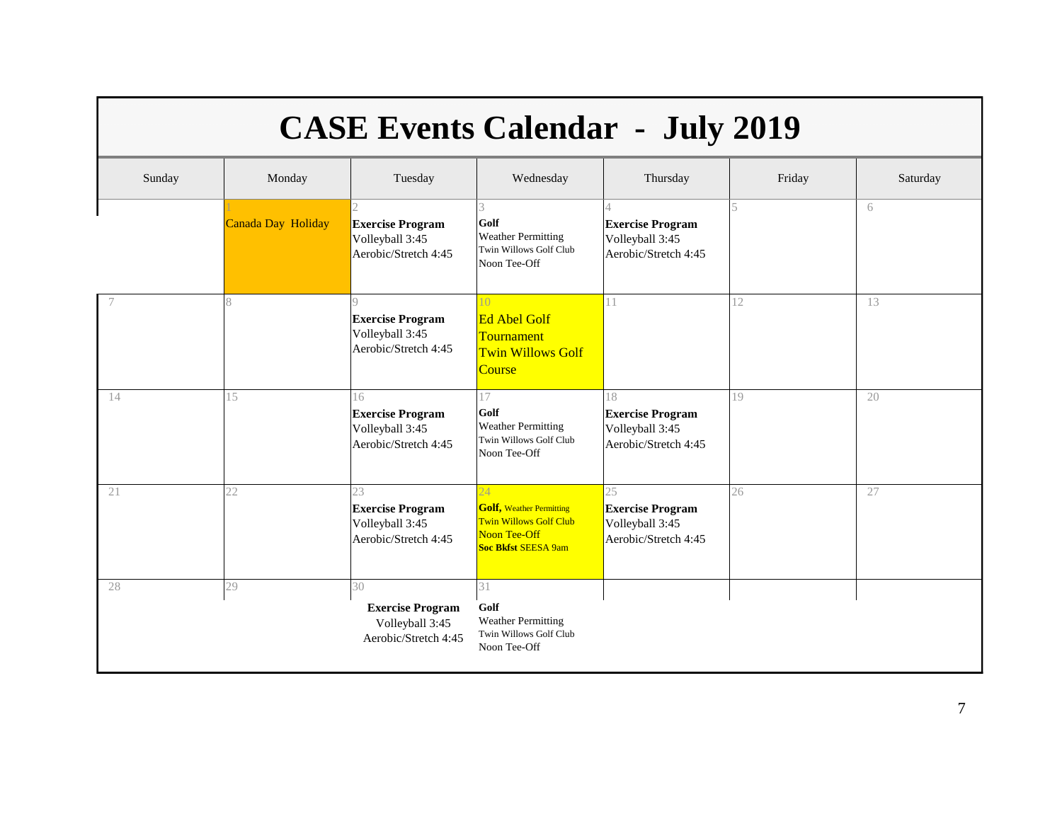# CASE Events Calendar - July 2019

| Sunday | Monday | Tuesday | Wednesday | Thursday | Friday | Saturday |
|---|---|---|---|---|---|---|
| | 1<br>Canada Day Holiday | 2<br>**Exercise Program**<br>Volleyball 3:45<br>Aerobic/Stretch 4:45 | 3<br>**Golf**<br>Weather Permitting<br>Twin Willows Golf Club<br>Noon Tee-Off | 4<br>**Exercise Program**<br>Volleyball 3:45<br>Aerobic/Stretch 4:45 | 5 | 6 |
| 7 | 8 | 9<br>**Exercise Program**<br>Volleyball 3:45<br>Aerobic/Stretch 4:45 | 10<br>Ed Abel Golf Tournament<br>Twin Willows Golf Course | 11 | 12 | 13 |
| 14 | 15 | 16<br>**Exercise Program**<br>Volleyball 3:45<br>Aerobic/Stretch 4:45 | 17<br>**Golf**<br>Weather Permitting<br>Twin Willows Golf Club<br>Noon Tee-Off | 18<br>**Exercise Program**<br>Volleyball 3:45<br>Aerobic/Stretch 4:45 | 19 | 20 |
| 21 | 22 | 23<br>**Exercise Program**<br>Volleyball 3:45<br>Aerobic/Stretch 4:45 | 24<br>**Golf,** Weather Permitting<br>Twin Willows Golf Club<br>Noon Tee-Off<br>**Soc Bkfst** SEESA 9am | 25<br>**Exercise Program**<br>Volleyball 3:45<br>Aerobic/Stretch 4:45 | 26 | 27 |
| 28 | 29 | 30<br>**Exercise Program**<br>Volleyball 3:45<br>Aerobic/Stretch 4:45 | 31<br>**Golf**<br>Weather Permitting<br>Twin Willows Golf Club<br>Noon Tee-Off | | | |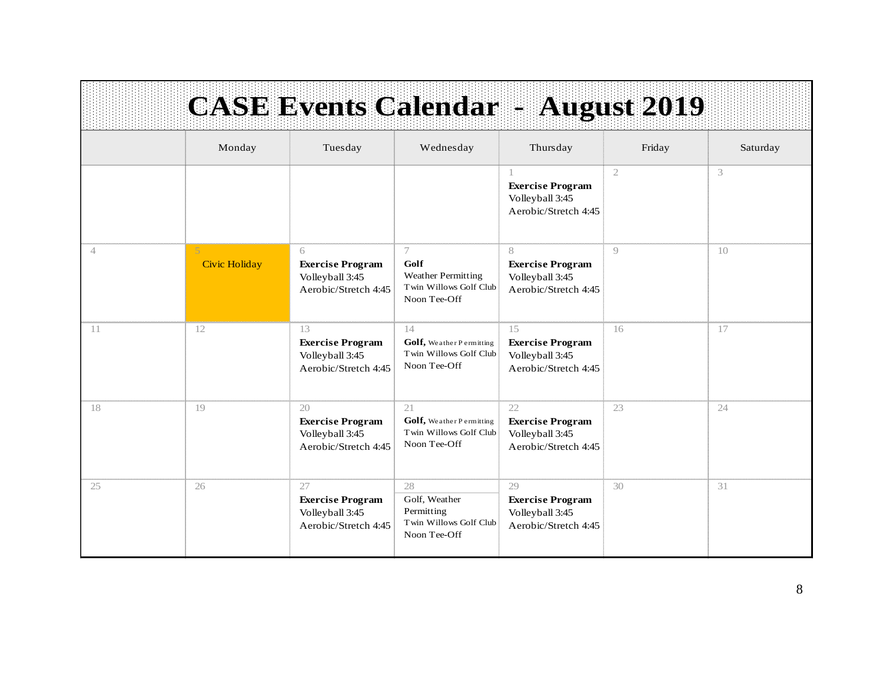# CASE Events Calendar - August 2019

| | Monday | Tuesday | Wednesday | Thursday | Friday | Saturday |
|---|---|---|---|---|---|---|
| | | | | 1 **Exercise Program** Volleyball 3:45 Aerobic/Stretch 4:45 | 2 | 3 |
| 4 | 5 Civic Holiday | 6 **Exercise Program** Volleyball 3:45 Aerobic/Stretch 4:45 | 7 **Golf** Weather Permitting Twin Willows Golf Club Noon Tee-Off | 8 **Exercise Program** Volleyball 3:45 Aerobic/Stretch 4:45 | 9 | 10 |
| 11 | 12 | 13 **Exercise Program** Volleyball 3:45 Aerobic/Stretch 4:45 | 14 **Golf,** Weather Permitting Twin Willows Golf Club Noon Tee-Off | 15 **Exercise Program** Volleyball 3:45 Aerobic/Stretch 4:45 | 16 | 17 |
| 18 | 19 | 20 **Exercise Program** Volleyball 3:45 Aerobic/Stretch 4:45 | 21 **Golf,** Weather Permitting Twin Willows Golf Club Noon Tee-Off | 22 **Exercise Program** Volleyball 3:45 Aerobic/Stretch 4:45 | 23 | 24 |
| 25 | 26 | 27 **Exercise Program** Volleyball 3:45 Aerobic/Stretch 4:45 | 28 Golf, Weather Permitting Twin Willows Golf Club Noon Tee-Off | 29 **Exercise Program** Volleyball 3:45 Aerobic/Stretch 4:45 | 30 | 31 |